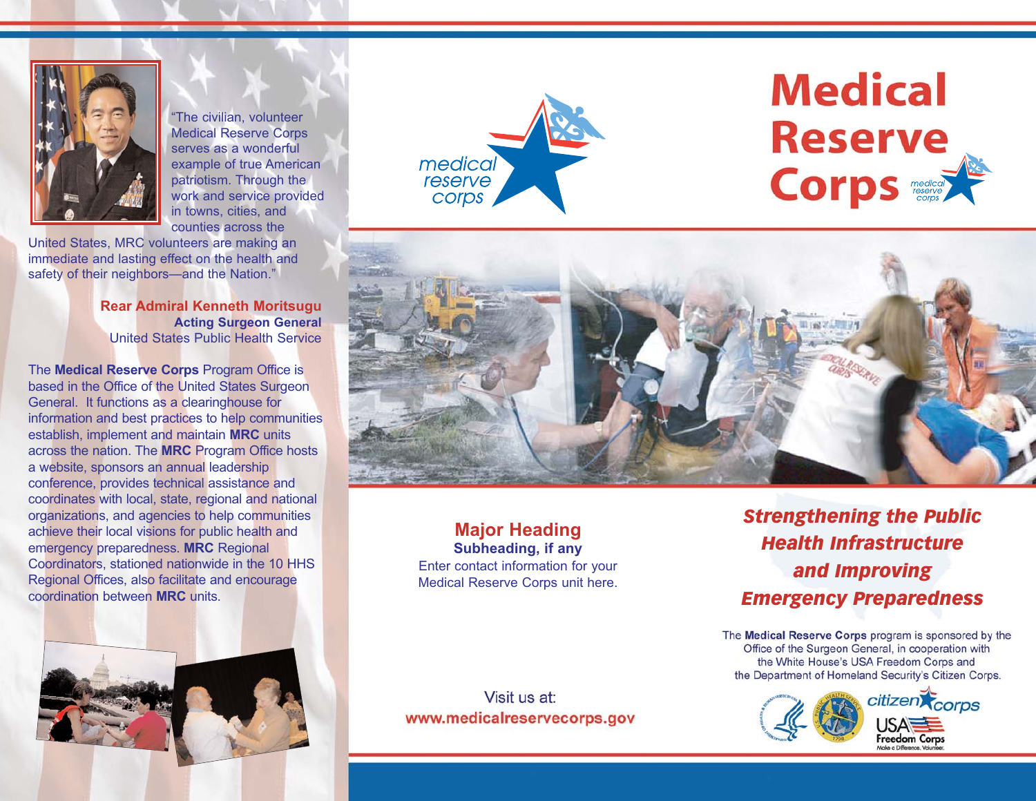"The civilian, volunteer Medical Reserve Corps serves as a wonderful example of true American patriotism. Through the work and service provided in towns, cities, and counties across the United States, MRC volunteers are making an immediate and lasting effect on the health and safety of their neighbors—and the Nation."

**Rear Admiral Kenneth Moritsugu**
**Acting Surgeon General**
United States Public Health Service

The **Medical Reserve Corps** Program Office is based in the Office of the United States Surgeon General. It functions as a clearinghouse for information and best practices to help communities establish, implement and maintain **MRC** units across the nation. The **MRC** Program Office hosts a website, sponsors an annual leadership conference, provides technical assistance and coordinates with local, state, regional and national organizations, and agencies to help communities achieve their local visions for public health and emergency preparedness. **MRC** Regional Coordinators, stationed nationwide in the 10 HHS Regional Offices, also facilitate and encourage coordination between **MRC** units.

medical reserve corps

## Major Heading

**Subheading, if any**

Enter contact information for your Medical Reserve Corps unit here.

Visit us at:
**www.medicalreservecorps.gov**

# Medical Reserve Corps

medical reserve corps

## *Strengthening the Public Health Infrastructure and Improving Emergency Preparedness*

The **Medical Reserve Corps** program is sponsored by the Office of the Surgeon General, in cooperation with the White House's USA Freedom Corps and the Department of Homeland Security's Citizen Corps.

citizen corps

USA Freedom Corps
Make a Difference. Volunteer.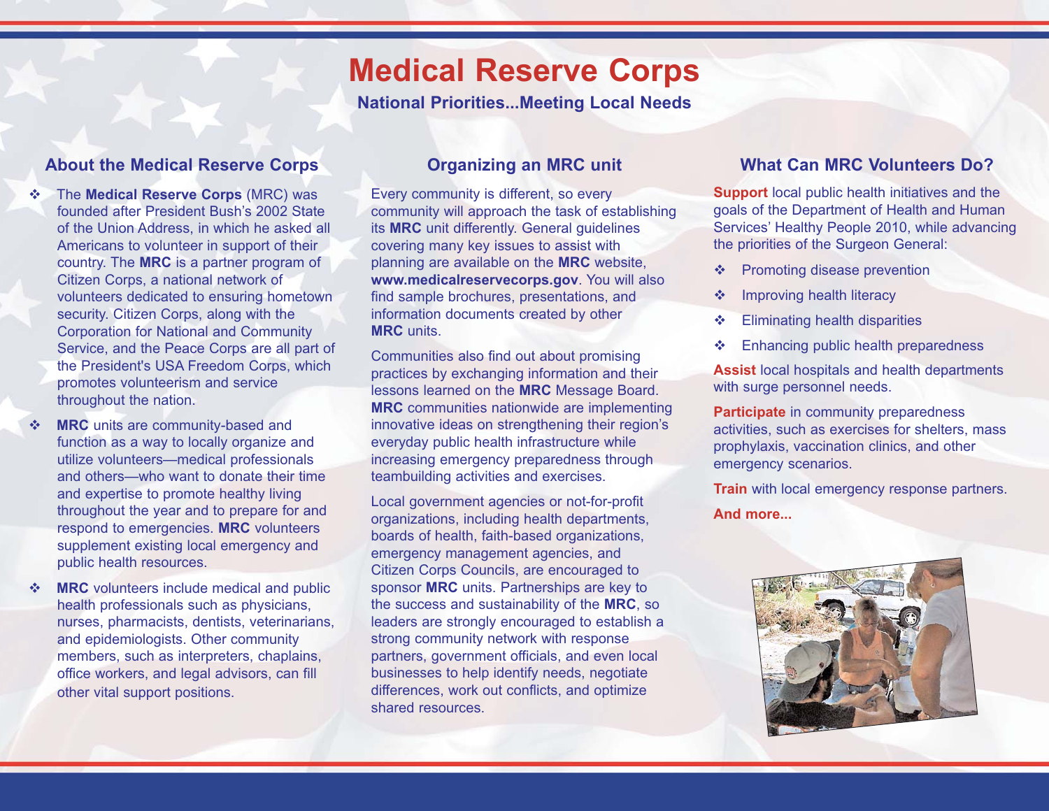# Medical Reserve Corps

**National Priorities...Meeting Local Needs**

## About the Medical Reserve Corps

- The **Medical Reserve Corps** (MRC) was founded after President Bush's 2002 State of the Union Address, in which he asked all Americans to volunteer in support of their country. The **MRC** is a partner program of Citizen Corps, a national network of volunteers dedicated to ensuring hometown security. Citizen Corps, along with the Corporation for National and Community Service, and the Peace Corps are all part of the President's USA Freedom Corps, which promotes volunteerism and service throughout the nation.
- **MRC** units are community-based and function as a way to locally organize and utilize volunteers—medical professionals and others—who want to donate their time and expertise to promote healthy living throughout the year and to prepare for and respond to emergencies. **MRC** volunteers supplement existing local emergency and public health resources.
- **MRC** volunteers include medical and public health professionals such as physicians, nurses, pharmacists, dentists, veterinarians, and epidemiologists. Other community members, such as interpreters, chaplains, office workers, and legal advisors, can fill other vital support positions.

## Organizing an MRC unit

Every community is different, so every community will approach the task of establishing its **MRC** unit differently. General guidelines covering many key issues to assist with planning are available on the **MRC** website, **www.medicalreservecorps.gov**. You will also find sample brochures, presentations, and information documents created by other **MRC** units.

Communities also find out about promising practices by exchanging information and their lessons learned on the **MRC** Message Board. **MRC** communities nationwide are implementing innovative ideas on strengthening their region's everyday public health infrastructure while increasing emergency preparedness through teambuilding activities and exercises.

Local government agencies or not-for-profit organizations, including health departments, boards of health, faith-based organizations, emergency management agencies, and Citizen Corps Councils, are encouraged to sponsor **MRC** units. Partnerships are key to the success and sustainability of the **MRC**, so leaders are strongly encouraged to establish a strong community network with response partners, government officials, and even local businesses to help identify needs, negotiate differences, work out conflicts, and optimize shared resources.

## What Can MRC Volunteers Do?

**Support** local public health initiatives and the goals of the Department of Health and Human Services' Healthy People 2010, while advancing the priorities of the Surgeon General:

- Promoting disease prevention
- Improving health literacy
- Eliminating health disparities
- Enhancing public health preparedness

**Assist** local hospitals and health departments with surge personnel needs.

**Participate** in community preparedness activities, such as exercises for shelters, mass prophylaxis, vaccination clinics, and other emergency scenarios.

**Train** with local emergency response partners.

**And more...**